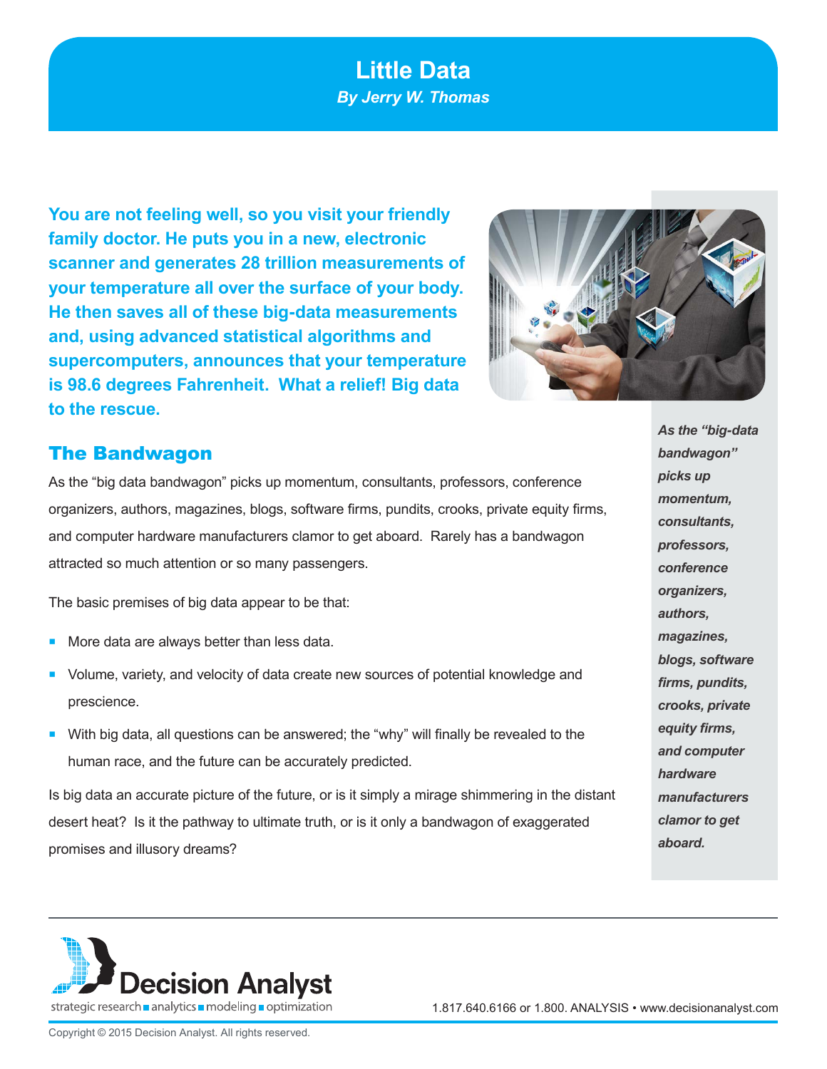# Little Data

*By Jerry W. Thomas*

**You are not feeling well, so you visit your friendly family doctor. He puts you in a new, electronic scanner and generates 28 trillion measurements of your temperature all over the surface of your body. He then saves all of these big-data measurements and, using advanced statistical algorithms and supercomputers, announces that your temperature is 98.6 degrees Fahrenheit. What a relief! Big data to the rescue.**

## The Bandwagon

As the "big data bandwagon" picks up momentum, consultants, professors, conference organizers, authors, magazines, blogs, software firms, pundits, crooks, private equity firms, and computer hardware manufacturers clamor to get aboard. Rarely has a bandwagon attracted so much attention or so many passengers.

*As the "big-data bandwagon" picks up momentum, consultants, professors, conference organizers, authors, magazines, blogs, software firms, pundits, crooks, private equity firms, and computer hardware manufacturers clamor to get aboard.*

The basic premises of big data appear to be that:

- More data are always better than less data.
- Volume, variety, and velocity of data create new sources of potential knowledge and prescience.
- With big data, all questions can be answered; the "why" will finally be revealed to the human race, and the future can be accurately predicted.

Is big data an accurate picture of the future, or is it simply a mirage shimmering in the distant desert heat? Is it the pathway to ultimate truth, or is it only a bandwagon of exaggerated promises and illusory dreams?

Decision Analyst
strategic research ▪ analytics ▪ modeling ▪ optimization

1.817.640.6166 or 1.800. ANALYSIS • www.decisionanalyst.com

Copyright © 2015 Decision Analyst. All rights reserved.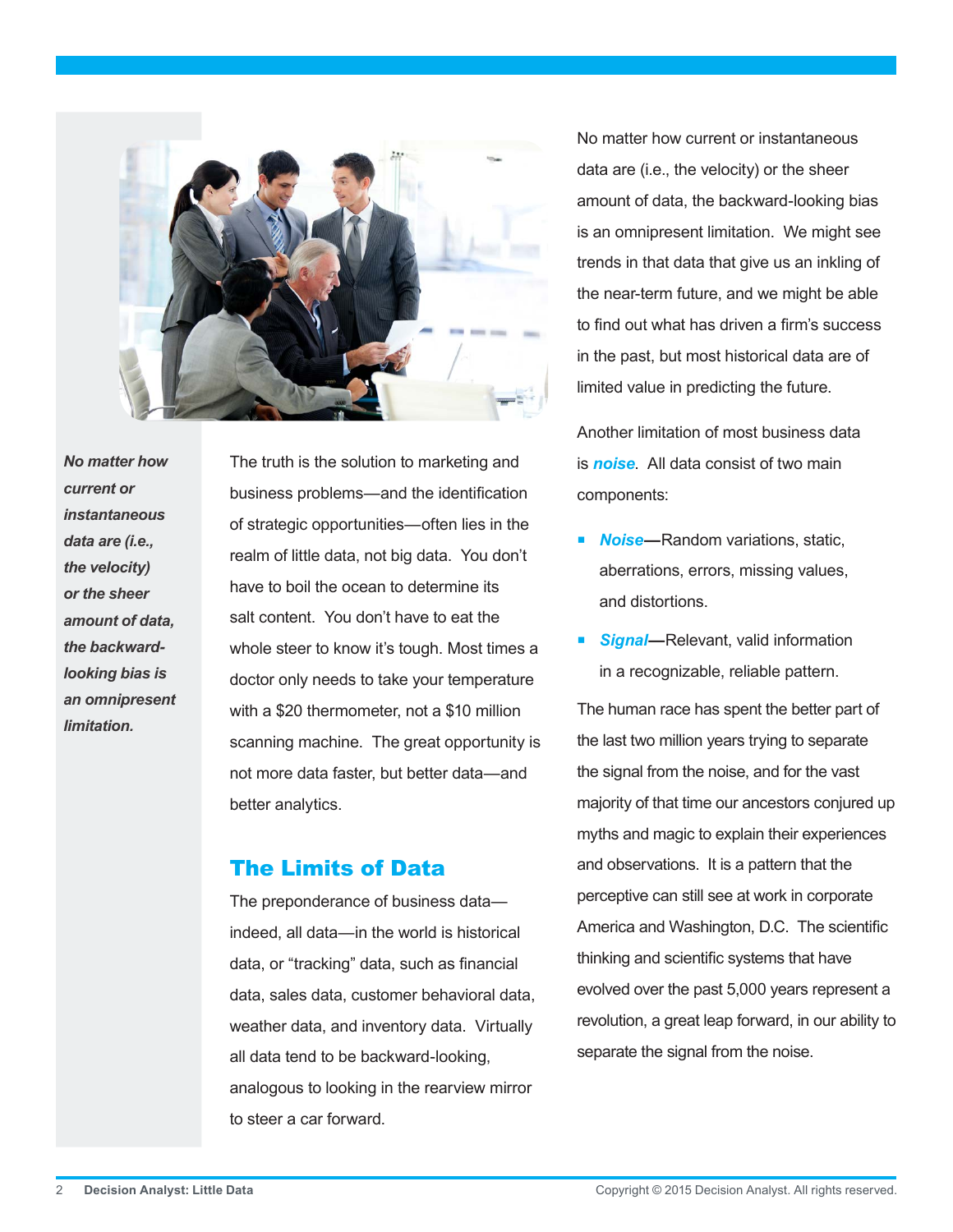*No matter how current or instantaneous data are (i.e., the velocity) or the sheer amount of data, the backward-looking bias is an omnipresent limitation.*

The truth is the solution to marketing and business problems—and the identification of strategic opportunities—often lies in the realm of little data, not big data. You don't have to boil the ocean to determine its salt content. You don't have to eat the whole steer to know it's tough. Most times a doctor only needs to take your temperature with a $20 thermometer, not a $10 million scanning machine. The great opportunity is not more data faster, but better data—and better analytics.

## The Limits of Data

The preponderance of business data—indeed, all data—in the world is historical data, or "tracking" data, such as financial data, sales data, customer behavioral data, weather data, and inventory data. Virtually all data tend to be backward-looking, analogous to looking in the rearview mirror to steer a car forward.

No matter how current or instantaneous data are (i.e., the velocity) or the sheer amount of data, the backward-looking bias is an omnipresent limitation. We might see trends in that data that give us an inkling of the near-term future, and we might be able to find out what has driven a firm's success in the past, but most historical data are of limited value in predicting the future.

Another limitation of most business data is ***noise***. All data consist of two main components:

- ***Noise*****—**Random variations, static, aberrations, errors, missing values, and distortions.
- ***Signal*****—**Relevant, valid information in a recognizable, reliable pattern.

The human race has spent the better part of the last two million years trying to separate the signal from the noise, and for the vast majority of that time our ancestors conjured up myths and magic to explain their experiences and observations. It is a pattern that the perceptive can still see at work in corporate America and Washington, D.C. The scientific thinking and scientific systems that have evolved over the past 5,000 years represent a revolution, a great leap forward, in our ability to separate the signal from the noise.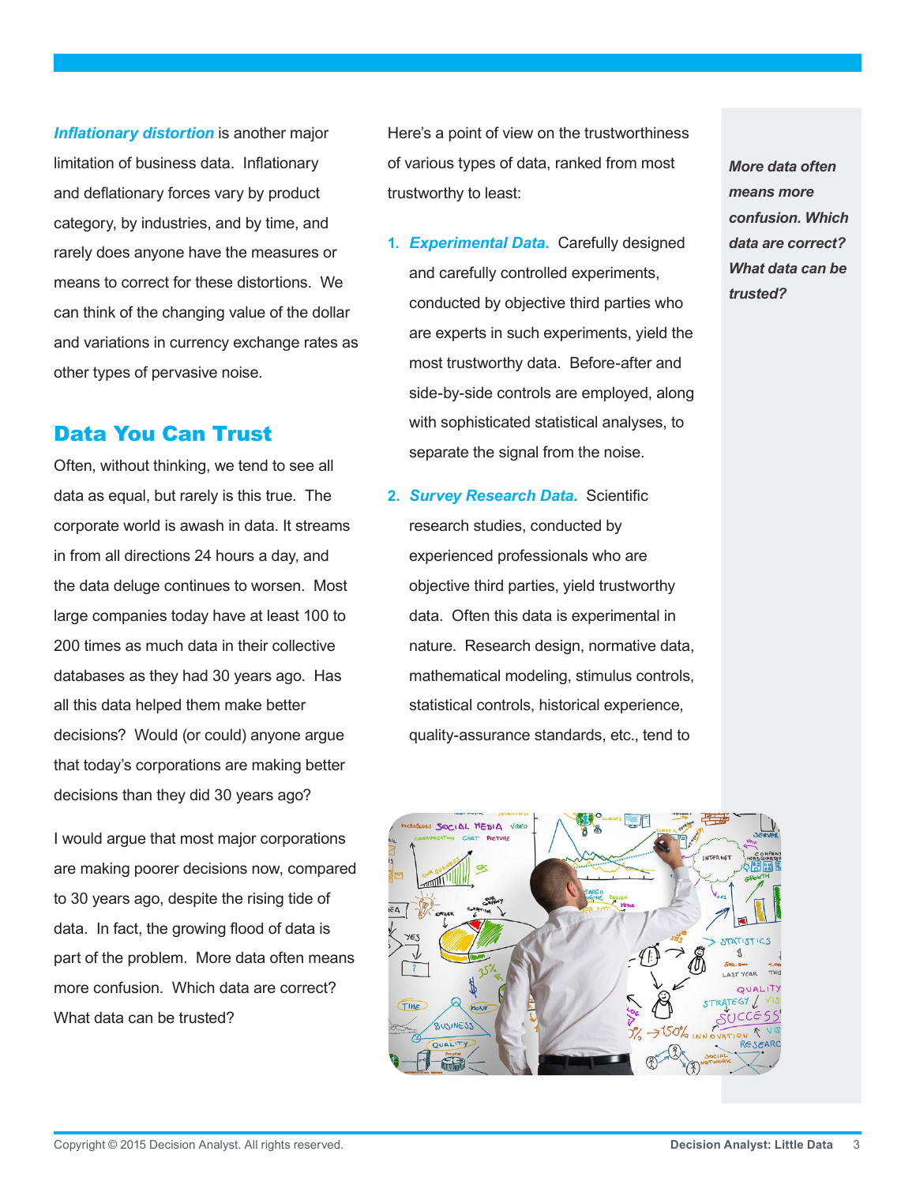***Inflationary distortion*** is another major limitation of business data. Inflationary and deflationary forces vary by product category, by industries, and by time, and rarely does anyone have the measures or means to correct for these distortions. We can think of the changing value of the dollar and variations in currency exchange rates as other types of pervasive noise.

## Data You Can Trust

Often, without thinking, we tend to see all data as equal, but rarely is this true. The corporate world is awash in data. It streams in from all directions 24 hours a day, and the data deluge continues to worsen. Most large companies today have at least 100 to 200 times as much data in their collective databases as they had 30 years ago. Has all this data helped them make better decisions? Would (or could) anyone argue that today's corporations are making better decisions than they did 30 years ago?

I would argue that most major corporations are making poorer decisions now, compared to 30 years ago, despite the rising tide of data. In fact, the growing flood of data is part of the problem. More data often means more confusion. Which data are correct? What data can be trusted?

Here's a point of view on the trustworthiness of various types of data, ranked from most trustworthy to least:

1. ***Experimental Data.*** Carefully designed and carefully controlled experiments, conducted by objective third parties who are experts in such experiments, yield the most trustworthy data. Before-after and side-by-side controls are employed, along with sophisticated statistical analyses, to separate the signal from the noise.

2. ***Survey Research Data.*** Scientific research studies, conducted by experienced professionals who are objective third parties, yield trustworthy data. Often this data is experimental in nature. Research design, normative data, mathematical modeling, stimulus controls, statistical controls, historical experience, quality-assurance standards, etc., tend to

***More data often means more confusion. Which data are correct? What data can be trusted?***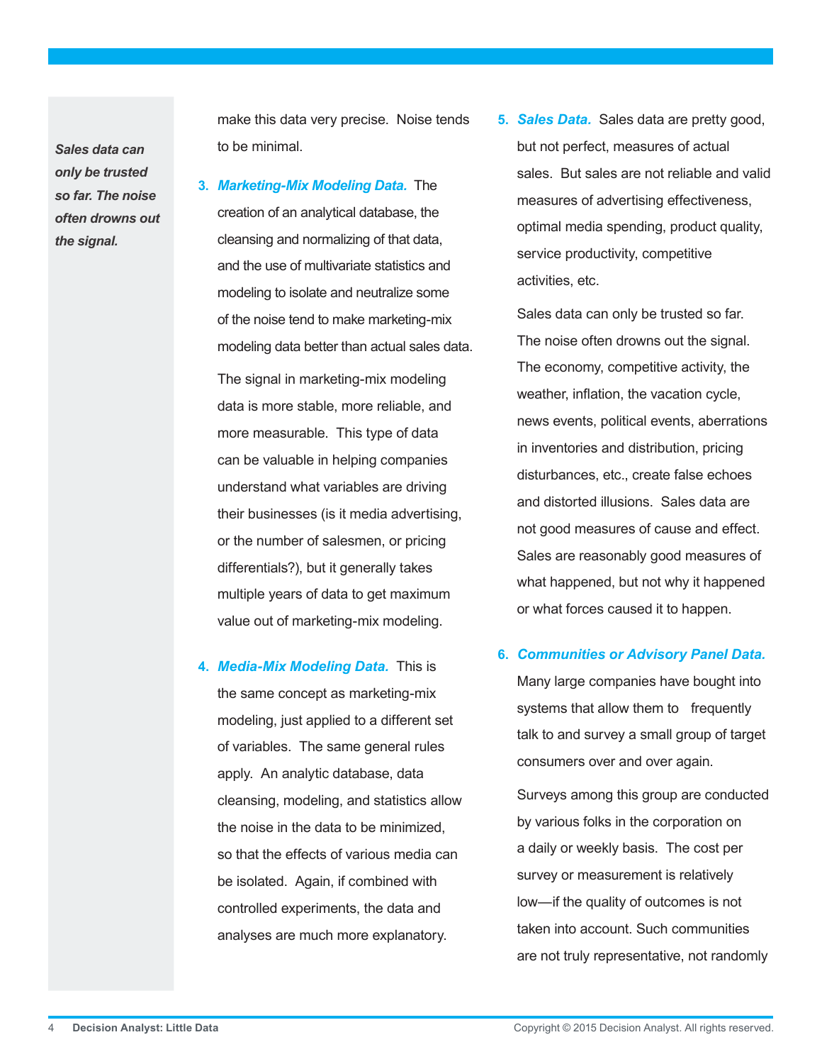*Sales data can only be trusted so far. The noise often drowns out the signal.*

make this data very precise. Noise tends to be minimal.

3. ***Marketing-Mix Modeling Data.*** The creation of an analytical database, the cleansing and normalizing of that data, and the use of multivariate statistics and modeling to isolate and neutralize some of the noise tend to make marketing-mix modeling data better than actual sales data.

   The signal in marketing-mix modeling data is more stable, more reliable, and more measurable. This type of data can be valuable in helping companies understand what variables are driving their businesses (is it media advertising, or the number of salesmen, or pricing differentials?), but it generally takes multiple years of data to get maximum value out of marketing-mix modeling.

4. ***Media-Mix Modeling Data.*** This is the same concept as marketing-mix modeling, just applied to a different set of variables. The same general rules apply. An analytic database, data cleansing, modeling, and statistics allow the noise in the data to be minimized, so that the effects of various media can be isolated. Again, if combined with controlled experiments, the data and analyses are much more explanatory.

5. ***Sales Data.*** Sales data are pretty good, but not perfect, measures of actual sales. But sales are not reliable and valid measures of advertising effectiveness, optimal media spending, product quality, service productivity, competitive activities, etc.

   Sales data can only be trusted so far. The noise often drowns out the signal. The economy, competitive activity, the weather, inflation, the vacation cycle, news events, political events, aberrations in inventories and distribution, pricing disturbances, etc., create false echoes and distorted illusions. Sales data are not good measures of cause and effect. Sales are reasonably good measures of what happened, but not why it happened or what forces caused it to happen.

6. ***Communities or Advisory Panel Data.*** Many large companies have bought into systems that allow them to frequently talk to and survey a small group of target consumers over and over again.

   Surveys among this group are conducted by various folks in the corporation on a daily or weekly basis. The cost per survey or measurement is relatively low—if the quality of outcomes is not taken into account. Such communities are not truly representative, not randomly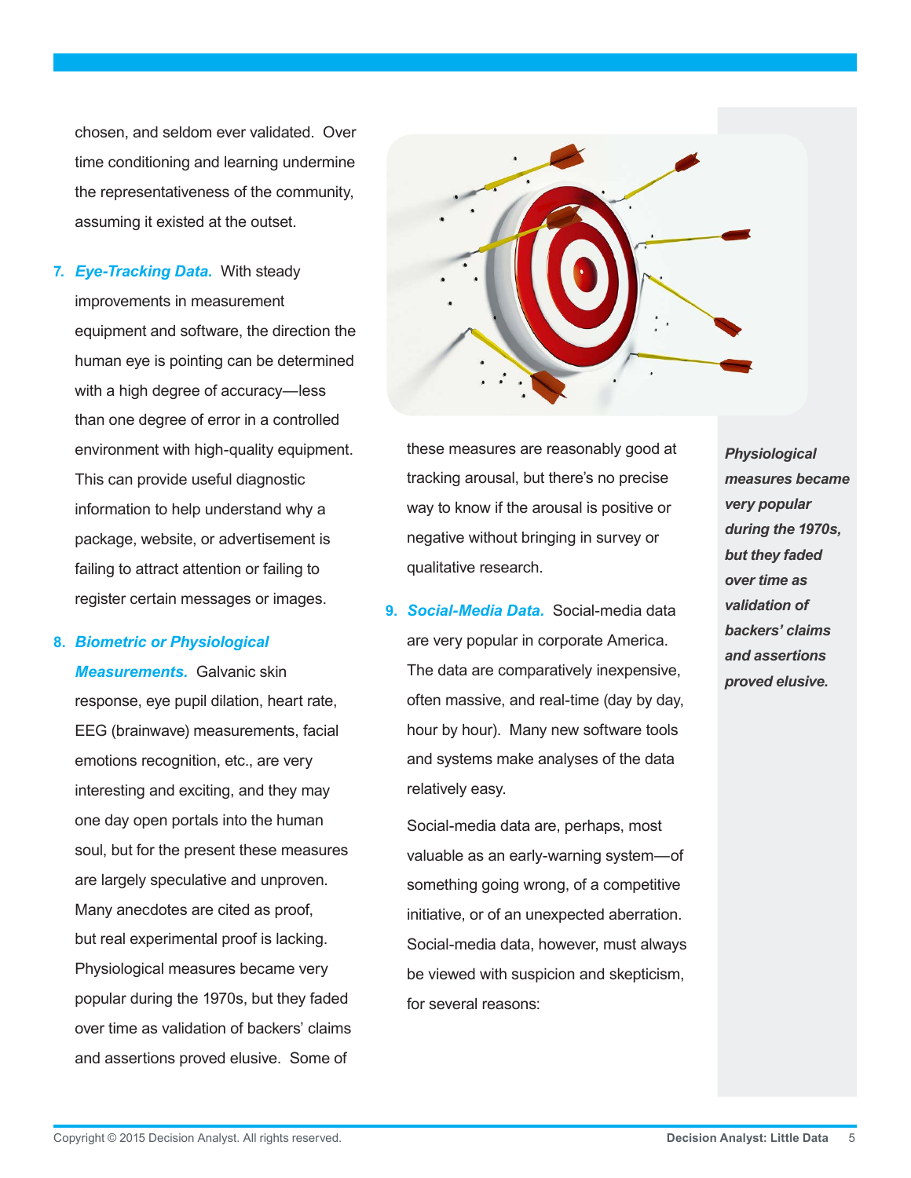chosen, and seldom ever validated. Over time conditioning and learning undermine the representativeness of the community, assuming it existed at the outset.

7. ***Eye-Tracking Data.*** With steady improvements in measurement equipment and software, the direction the human eye is pointing can be determined with a high degree of accuracy—less than one degree of error in a controlled environment with high-quality equipment. This can provide useful diagnostic information to help understand why a package, website, or advertisement is failing to attract attention or failing to register certain messages or images.

8. ***Biometric or Physiological Measurements.*** Galvanic skin response, eye pupil dilation, heart rate, EEG (brainwave) measurements, facial emotions recognition, etc., are very interesting and exciting, and they may one day open portals into the human soul, but for the present these measures are largely speculative and unproven. Many anecdotes are cited as proof, but real experimental proof is lacking. Physiological measures became very popular during the 1970s, but they faded over time as validation of backers' claims and assertions proved elusive. Some of these measures are reasonably good at tracking arousal, but there's no precise way to know if the arousal is positive or negative without bringing in survey or qualitative research.

9. ***Social-Media Data.*** Social-media data are very popular in corporate America. The data are comparatively inexpensive, often massive, and real-time (day by day, hour by hour). Many new software tools and systems make analyses of the data relatively easy.

   Social-media data are, perhaps, most valuable as an early-warning system—of something going wrong, of a competitive initiative, or of an unexpected aberration. Social-media data, however, must always be viewed with suspicion and skepticism, for several reasons:

***Physiological measures became very popular during the 1970s, but they faded over time as validation of backers' claims and assertions proved elusive.***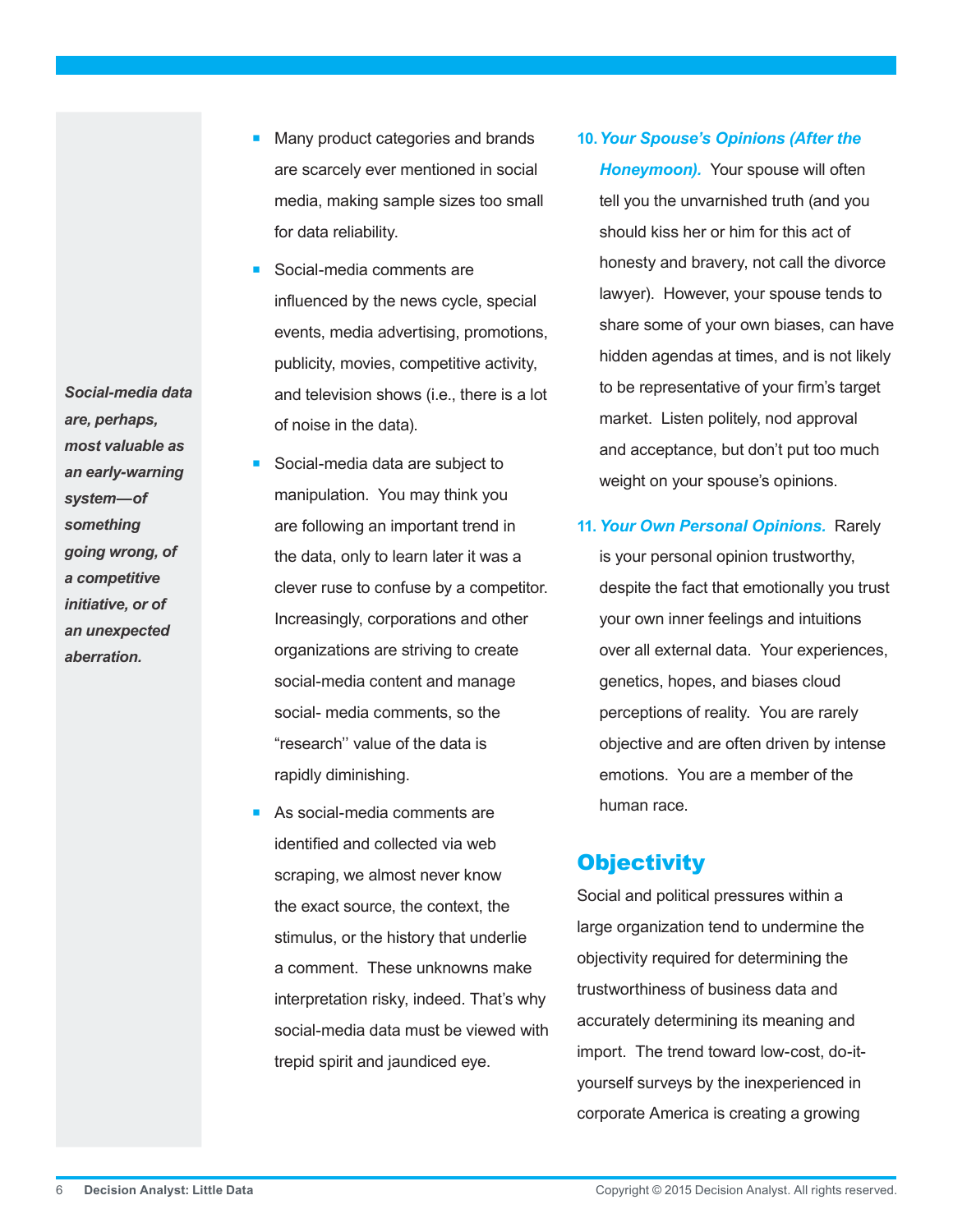*Social-media data are, perhaps, most valuable as an early-warning system—of something going wrong, of a competitive initiative, or of an unexpected aberration.*

- Many product categories and brands are scarcely ever mentioned in social media, making sample sizes too small for data reliability.
- Social-media comments are influenced by the news cycle, special events, media advertising, promotions, publicity, movies, competitive activity, and television shows (i.e., there is a lot of noise in the data).
- Social-media data are subject to manipulation. You may think you are following an important trend in the data, only to learn later it was a clever ruse to confuse by a competitor. Increasingly, corporations and other organizations are striving to create social-media content and manage social- media comments, so the "research'' value of the data is rapidly diminishing.
- As social-media comments are identified and collected via web scraping, we almost never know the exact source, the context, the stimulus, or the history that underlie a comment. These unknowns make interpretation risky, indeed. That's why social-media data must be viewed with trepid spirit and jaundiced eye.

10. ***Your Spouse's Opinions (After the Honeymoon).*** Your spouse will often tell you the unvarnished truth (and you should kiss her or him for this act of honesty and bravery, not call the divorce lawyer). However, your spouse tends to share some of your own biases, can have hidden agendas at times, and is not likely to be representative of your firm's target market. Listen politely, nod approval and acceptance, but don't put too much weight on your spouse's opinions.

11. ***Your Own Personal Opinions.*** Rarely is your personal opinion trustworthy, despite the fact that emotionally you trust your own inner feelings and intuitions over all external data. Your experiences, genetics, hopes, and biases cloud perceptions of reality. You are rarely objective and are often driven by intense emotions. You are a member of the human race.

## Objectivity

Social and political pressures within a large organization tend to undermine the objectivity required for determining the trustworthiness of business data and accurately determining its meaning and import. The trend toward low-cost, do-it-yourself surveys by the inexperienced in corporate America is creating a growing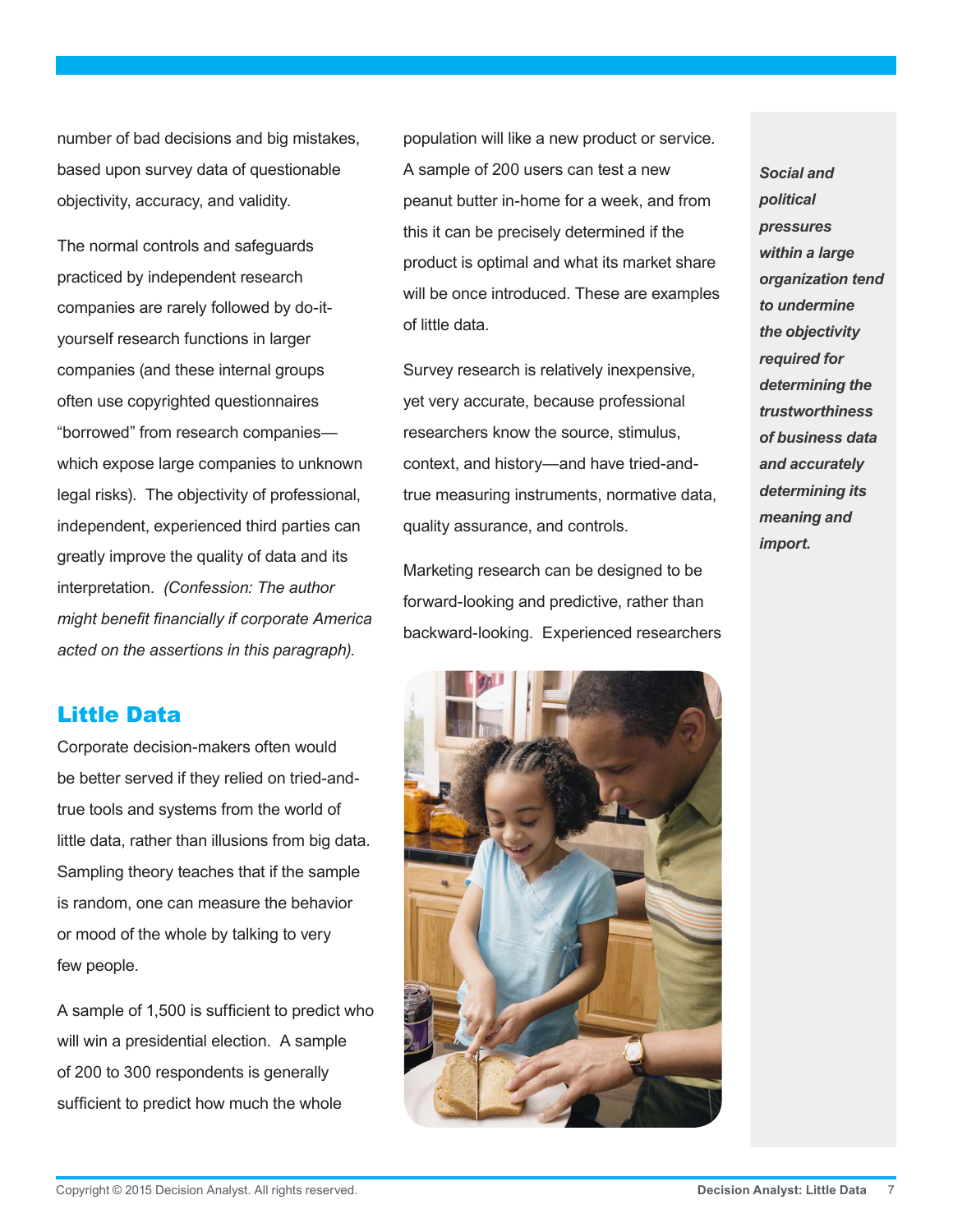number of bad decisions and big mistakes, based upon survey data of questionable objectivity, accuracy, and validity.

The normal controls and safeguards practiced by independent research companies are rarely followed by do-it-yourself research functions in larger companies (and these internal groups often use copyrighted questionnaires "borrowed" from research companies—which expose large companies to unknown legal risks). The objectivity of professional, independent, experienced third parties can greatly improve the quality of data and its interpretation. *(Confession: The author might benefit financially if corporate America acted on the assertions in this paragraph).*

## Little Data

Corporate decision-makers often would be better served if they relied on tried-and-true tools and systems from the world of little data, rather than illusions from big data. Sampling theory teaches that if the sample is random, one can measure the behavior or mood of the whole by talking to very few people.

A sample of 1,500 is sufficient to predict who will win a presidential election. A sample of 200 to 300 respondents is generally sufficient to predict how much the whole population will like a new product or service. A sample of 200 users can test a new peanut butter in-home for a week, and from this it can be precisely determined if the product is optimal and what its market share will be once introduced. These are examples of little data.

Survey research is relatively inexpensive, yet very accurate, because professional researchers know the source, stimulus, context, and history—and have tried-and-true measuring instruments, normative data, quality assurance, and controls.

Marketing research can be designed to be forward-looking and predictive, rather than backward-looking. Experienced researchers

***Social and political pressures within a large organization tend to undermine the objectivity required for determining the trustworthiness of business data and accurately determining its meaning and import.***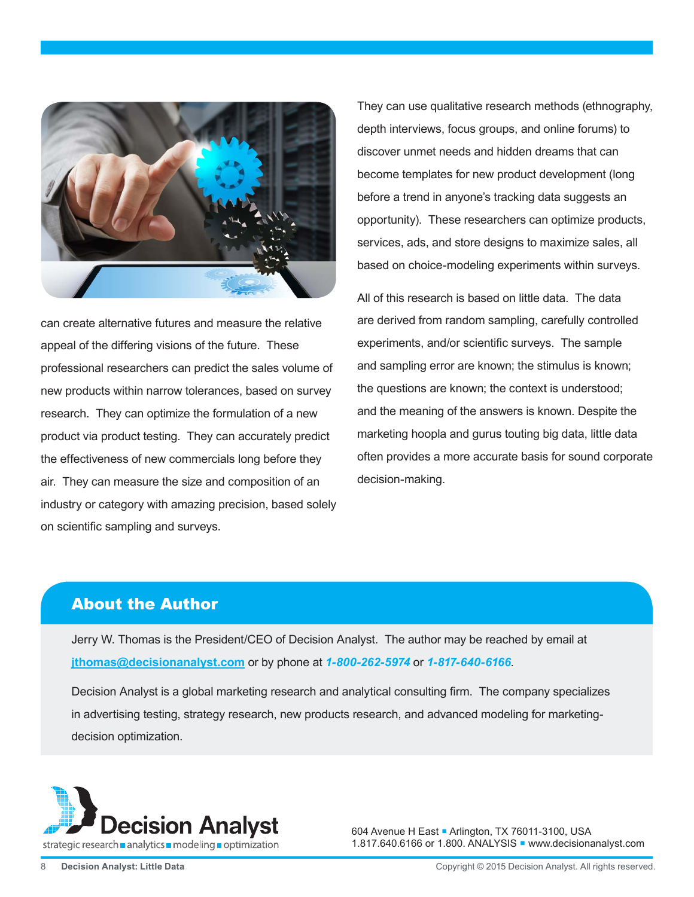can create alternative futures and measure the relative appeal of the differing visions of the future. These professional researchers can predict the sales volume of new products within narrow tolerances, based on survey research. They can optimize the formulation of a new product via product testing. They can accurately predict the effectiveness of new commercials long before they air. They can measure the size and composition of an industry or category with amazing precision, based solely on scientific sampling and surveys.

They can use qualitative research methods (ethnography, depth interviews, focus groups, and online forums) to discover unmet needs and hidden dreams that can become templates for new product development (long before a trend in anyone's tracking data suggests an opportunity). These researchers can optimize products, services, ads, and store designs to maximize sales, all based on choice-modeling experiments within surveys.

All of this research is based on little data. The data are derived from random sampling, carefully controlled experiments, and/or scientific surveys. The sample and sampling error are known; the stimulus is known; the questions are known; the context is understood; and the meaning of the answers is known. Despite the marketing hoopla and gurus touting big data, little data often provides a more accurate basis for sound corporate decision-making.

## About the Author

Jerry W. Thomas is the President/CEO of Decision Analyst. The author may be reached by email at jthomas@decisionanalyst.com or by phone at ***1-800-262-5974*** or ***1-817-640-6166***.

Decision Analyst is a global marketing research and analytical consulting firm. The company specializes in advertising testing, strategy research, new products research, and advanced modeling for marketing-decision optimization.

**Decision Analyst**

strategic research ▪ analytics ▪ modeling ▪ optimization

604 Avenue H East ▪ Arlington, TX 76011-3100, USA
1.817.640.6166 or 1.800. ANALYSIS ▪ www.decisionanalyst.com

Copyright © 2015 Decision Analyst. All rights reserved.